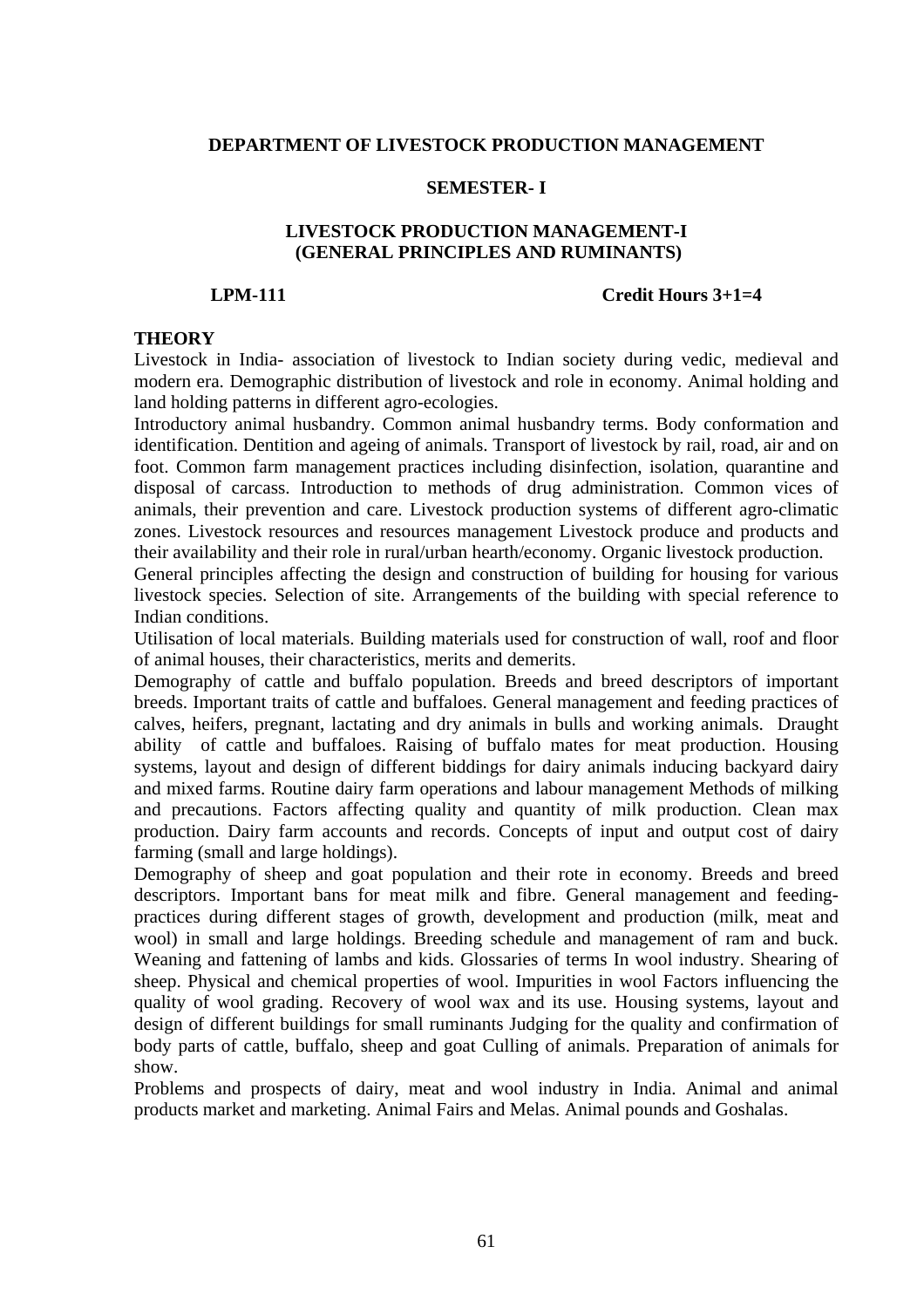## DEPARTMENT OF LIVESTOCK PRODUCTION MANAGEMENT

### SEMESTER- I

### LIVESTOCK PRODUCTION MANAGEMENT-I (GENERAL PRINCIPLES AND RUMINANTS)

**LPM-111** **Credit Hours 3+1=4**

**THEORY**

Livestock in India- association of livestock to Indian society during vedic, medieval and modern era. Demographic distribution of livestock and role in economy. Animal holding and land holding patterns in different agro-ecologies.

Introductory animal husbandry. Common animal husbandry terms. Body conformation and identification. Dentition and ageing of animals. Transport of livestock by rail, road, air and on foot. Common farm management practices including disinfection, isolation, quarantine and disposal of carcass. Introduction to methods of drug administration. Common vices of animals, their prevention and care. Livestock production systems of different agro-climatic zones. Livestock resources and resources management Livestock produce and products and their availability and their role in rural/urban hearth/economy. Organic livestock production.

General principles affecting the design and construction of building for housing for various livestock species. Selection of site. Arrangements of the building with special reference to Indian conditions.

Utilisation of local materials. Building materials used for construction of wall, roof and floor of animal houses, their characteristics, merits and demerits.

Demography of cattle and buffalo population. Breeds and breed descriptors of important breeds. Important traits of cattle and buffaloes. General management and feeding practices of calves, heifers, pregnant, lactating and dry animals in bulls and working animals. Draught ability of cattle and buffaloes. Raising of buffalo mates for meat production. Housing systems, layout and design of different biddings for dairy animals inducing backyard dairy and mixed farms. Routine dairy farm operations and labour management Methods of milking and precautions. Factors affecting quality and quantity of milk production. Clean max production. Dairy farm accounts and records. Concepts of input and output cost of dairy farming (small and large holdings).

Demography of sheep and goat population and their rote in economy. Breeds and breed descriptors. Important bans for meat milk and fibre. General management and feeding-practices during different stages of growth, development and production (milk, meat and wool) in small and large holdings. Breeding schedule and management of ram and buck. Weaning and fattening of lambs and kids. Glossaries of terms In wool industry. Shearing of sheep. Physical and chemical properties of wool. Impurities in wool Factors influencing the quality of wool grading. Recovery of wool wax and its use. Housing systems, layout and design of different buildings for small ruminants Judging for the quality and confirmation of body parts of cattle, buffalo, sheep and goat Culling of animals. Preparation of animals for show.

Problems and prospects of dairy, meat and wool industry in India. Animal and animal products market and marketing. Animal Fairs and Melas. Animal pounds and Goshalas.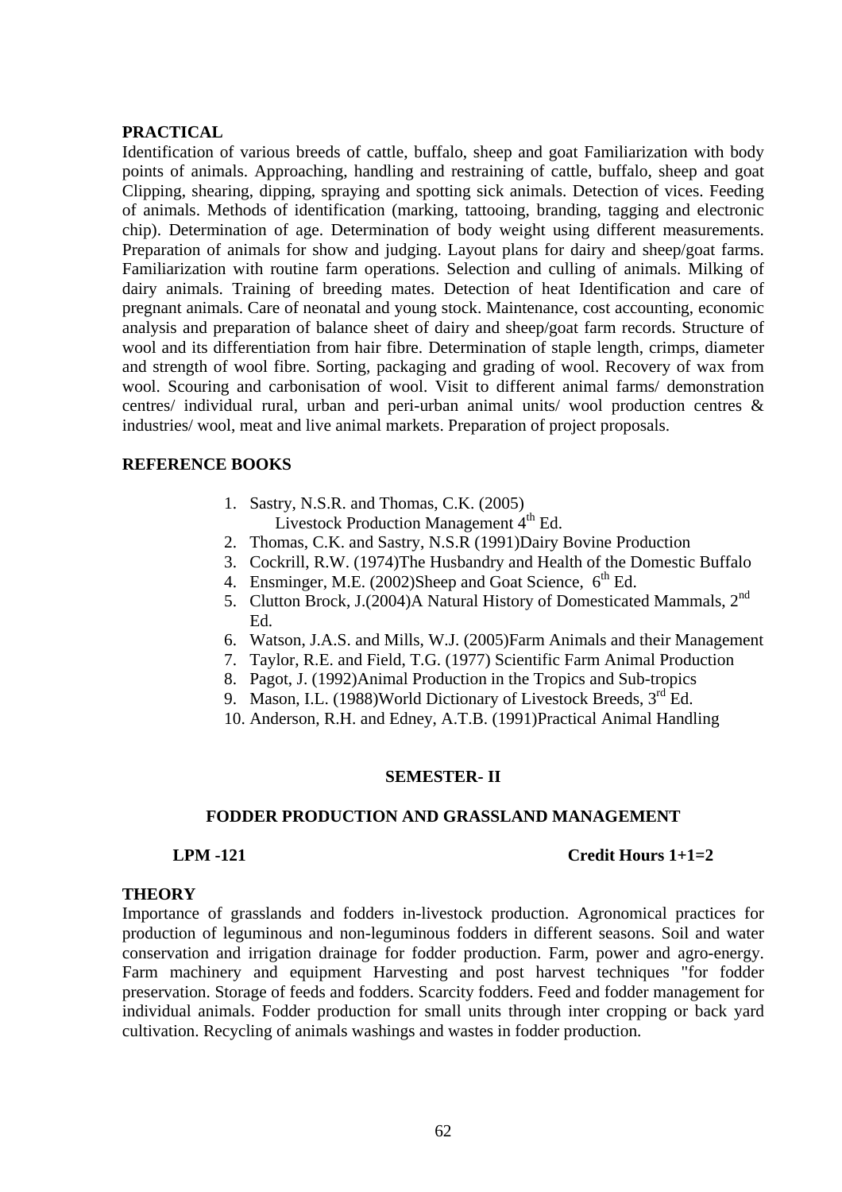**PRACTICAL**

Identification of various breeds of cattle, buffalo, sheep and goat Familiarization with body points of animals. Approaching, handling and restraining of cattle, buffalo, sheep and goat Clipping, shearing, dipping, spraying and spotting sick animals. Detection of vices. Feeding of animals. Methods of identification (marking, tattooing, branding, tagging and electronic chip). Determination of age. Determination of body weight using different measurements. Preparation of animals for show and judging. Layout plans for dairy and sheep/goat farms. Familiarization with routine farm operations. Selection and culling of animals. Milking of dairy animals. Training of breeding mates. Detection of heat Identification and care of pregnant animals. Care of neonatal and young stock. Maintenance, cost accounting, economic analysis and preparation of balance sheet of dairy and sheep/goat farm records. Structure of wool and its differentiation from hair fibre. Determination of staple length, crimps, diameter and strength of wool fibre. Sorting, packaging and grading of wool. Recovery of wax from wool. Scouring and carbonisation of wool. Visit to different animal farms/ demonstration centres/ individual rural, urban and peri-urban animal units/ wool production centres & industries/ wool, meat and live animal markets. Preparation of project proposals.

**REFERENCE BOOKS**

1. Sastry, N.S.R. and Thomas, C.K. (2005)
   Livestock Production Management 4th Ed.
2. Thomas, C.K. and Sastry, N.S.R (1991)Dairy Bovine Production
3. Cockrill, R.W. (1974)The Husbandry and Health of the Domestic Buffalo
4. Ensminger, M.E. (2002)Sheep and Goat Science, 6th Ed.
5. Clutton Brock, J.(2004)A Natural History of Domesticated Mammals, 2nd Ed.
6. Watson, J.A.S. and Mills, W.J. (2005)Farm Animals and their Management
7. Taylor, R.E. and Field, T.G. (1977) Scientific Farm Animal Production
8. Pagot, J. (1992)Animal Production in the Tropics and Sub-tropics
9. Mason, I.L. (1988)World Dictionary of Livestock Breeds, 3rd Ed.
10. Anderson, R.H. and Edney, A.T.B. (1991)Practical Animal Handling

## SEMESTER- II

### FODDER PRODUCTION AND GRASSLAND MANAGEMENT

**LPM -121** **Credit Hours 1+1=2**

**THEORY**

Importance of grasslands and fodders in-livestock production. Agronomical practices for production of leguminous and non-leguminous fodders in different seasons. Soil and water conservation and irrigation drainage for fodder production. Farm, power and agro-energy. Farm machinery and equipment Harvesting and post harvest techniques "for fodder preservation. Storage of feeds and fodders. Scarcity fodders. Feed and fodder management for individual animals. Fodder production for small units through inter cropping or back yard cultivation. Recycling of animals washings and wastes in fodder production.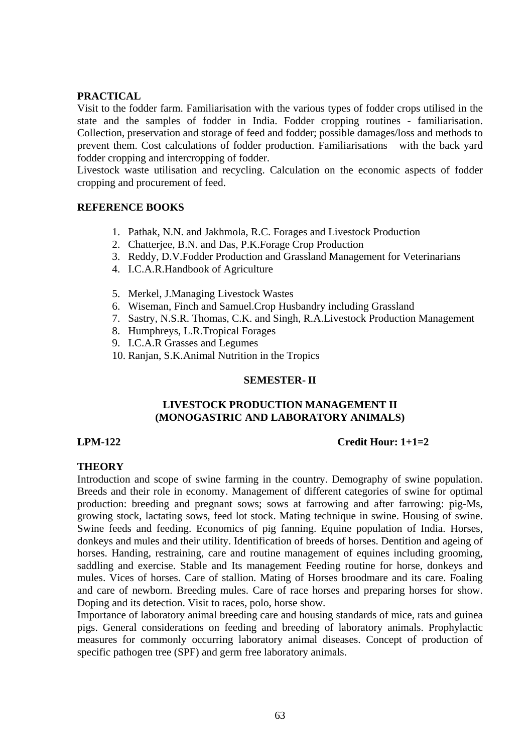**PRACTICAL**

Visit to the fodder farm. Familiarisation with the various types of fodder crops utilised in the state and the samples of fodder in India. Fodder cropping routines - familiarisation. Collection, preservation and storage of feed and fodder; possible damages/loss and methods to prevent them. Cost calculations of fodder production. Familiarisations with the back yard fodder cropping and intercropping of fodder.

Livestock waste utilisation and recycling. Calculation on the economic aspects of fodder cropping and procurement of feed.

**REFERENCE BOOKS**

1. Pathak, N.N. and Jakhmola, R.C. Forages and Livestock Production
2. Chatterjee, B.N. and Das, P.K.Forage Crop Production
3. Reddy, D.V.Fodder Production and Grassland Management for Veterinarians
4. I.C.A.R.Handbook of Agriculture
5. Merkel, J.Managing Livestock Wastes
6. Wiseman, Finch and Samuel.Crop Husbandry including Grassland
7. Sastry, N.S.R. Thomas, C.K. and Singh, R.A.Livestock Production Management
8. Humphreys, L.R.Tropical Forages
9. I.C.A.R Grasses and Legumes
10. Ranjan, S.K.Animal Nutrition in the Tropics

## SEMESTER- II

### LIVESTOCK PRODUCTION MANAGEMENT II (MONOGASTRIC AND LABORATORY ANIMALS)

**LPM-122** **Credit Hour: 1+1=2**

**THEORY**

Introduction and scope of swine farming in the country. Demography of swine population. Breeds and their role in economy. Management of different categories of swine for optimal production: breeding and pregnant sows; sows at farrowing and after farrowing: pig-Ms, growing stock, lactating sows, feed lot stock. Mating technique in swine. Housing of swine. Swine feeds and feeding. Economics of pig fanning. Equine population of India. Horses, donkeys and mules and their utility. Identification of breeds of horses. Dentition and ageing of horses. Handing, restraining, care and routine management of equines including grooming, saddling and exercise. Stable and Its management Feeding routine for horse, donkeys and mules. Vices of horses. Care of stallion. Mating of Horses broodmare and its care. Foaling and care of newborn. Breeding mules. Care of race horses and preparing horses for show. Doping and its detection. Visit to races, polo, horse show.

Importance of laboratory animal breeding care and housing standards of mice, rats and guinea pigs. General considerations on feeding and breeding of laboratory animals. Prophylactic measures for commonly occurring laboratory animal diseases. Concept of production of specific pathogen tree (SPF) and germ free laboratory animals.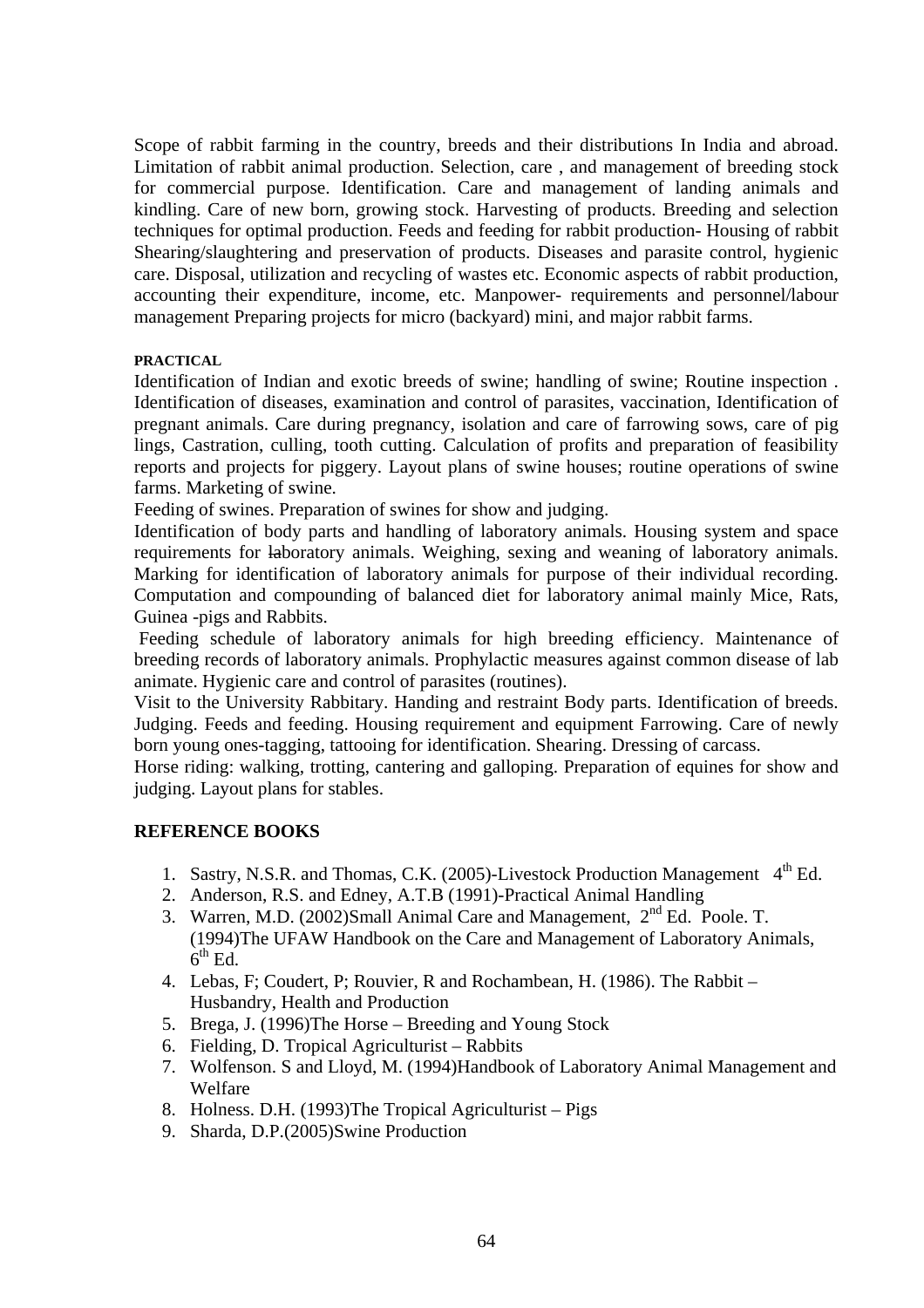Scope of rabbit farming in the country, breeds and their distributions In India and abroad. Limitation of rabbit animal production. Selection, care , and management of breeding stock for commercial purpose. Identification. Care and management of landing animals and kindling. Care of new born, growing stock. Harvesting of products. Breeding and selection techniques for optimal production. Feeds and feeding for rabbit production- Housing of rabbit Shearing/slaughtering and preservation of products. Diseases and parasite control, hygienic care. Disposal, utilization and recycling of wastes etc. Economic aspects of rabbit production, accounting their expenditure, income, etc. Manpower- requirements and personnel/labour management Preparing projects for micro (backyard) mini, and major rabbit farms.

**PRACTICAL**

Identification of Indian and exotic breeds of swine; handling of swine; Routine inspection . Identification of diseases, examination and control of parasites, vaccination, Identification of pregnant animals. Care during pregnancy, isolation and care of farrowing sows, care of pig lings, Castration, culling, tooth cutting. Calculation of profits and preparation of feasibility reports and projects for piggery. Layout plans of swine houses; routine operations of swine farms. Marketing of swine.

Feeding of swines. Preparation of swines for show and judging.

Identification of body parts and handling of laboratory animals. Housing system and space requirements for laboratory animals. Weighing, sexing and weaning of laboratory animals. Marking for identification of laboratory animals for purpose of their individual recording. Computation and compounding of balanced diet for laboratory animal mainly Mice, Rats, Guinea -pigs and Rabbits.

Feeding schedule of laboratory animals for high breeding efficiency. Maintenance of breeding records of laboratory animals. Prophylactic measures against common disease of lab animate. Hygienic care and control of parasites (routines).

Visit to the University Rabbitary. Handing and restraint Body parts. Identification of breeds. Judging. Feeds and feeding. Housing requirement and equipment Farrowing. Care of newly born young ones-tagging, tattooing for identification. Shearing. Dressing of carcass.

Horse riding: walking, trotting, cantering and galloping. Preparation of equines for show and judging. Layout plans for stables.

## REFERENCE BOOKS

1. Sastry, N.S.R. and Thomas, C.K. (2005)-Livestock Production Management 4th Ed.
2. Anderson, R.S. and Edney, A.T.B (1991)-Practical Animal Handling
3. Warren, M.D. (2002)Small Animal Care and Management, 2nd Ed. Poole. T. (1994)The UFAW Handbook on the Care and Management of Laboratory Animals, 6th Ed.
4. Lebas, F; Coudert, P; Rouvier, R and Rochambean, H. (1986). The Rabbit – Husbandry, Health and Production
5. Brega, J. (1996)The Horse – Breeding and Young Stock
6. Fielding, D. Tropical Agriculturist – Rabbits
7. Wolfenson. S and Lloyd, M. (1994)Handbook of Laboratory Animal Management and Welfare
8. Holness. D.H. (1993)The Tropical Agriculturist – Pigs
9. Sharda, D.P.(2005)Swine Production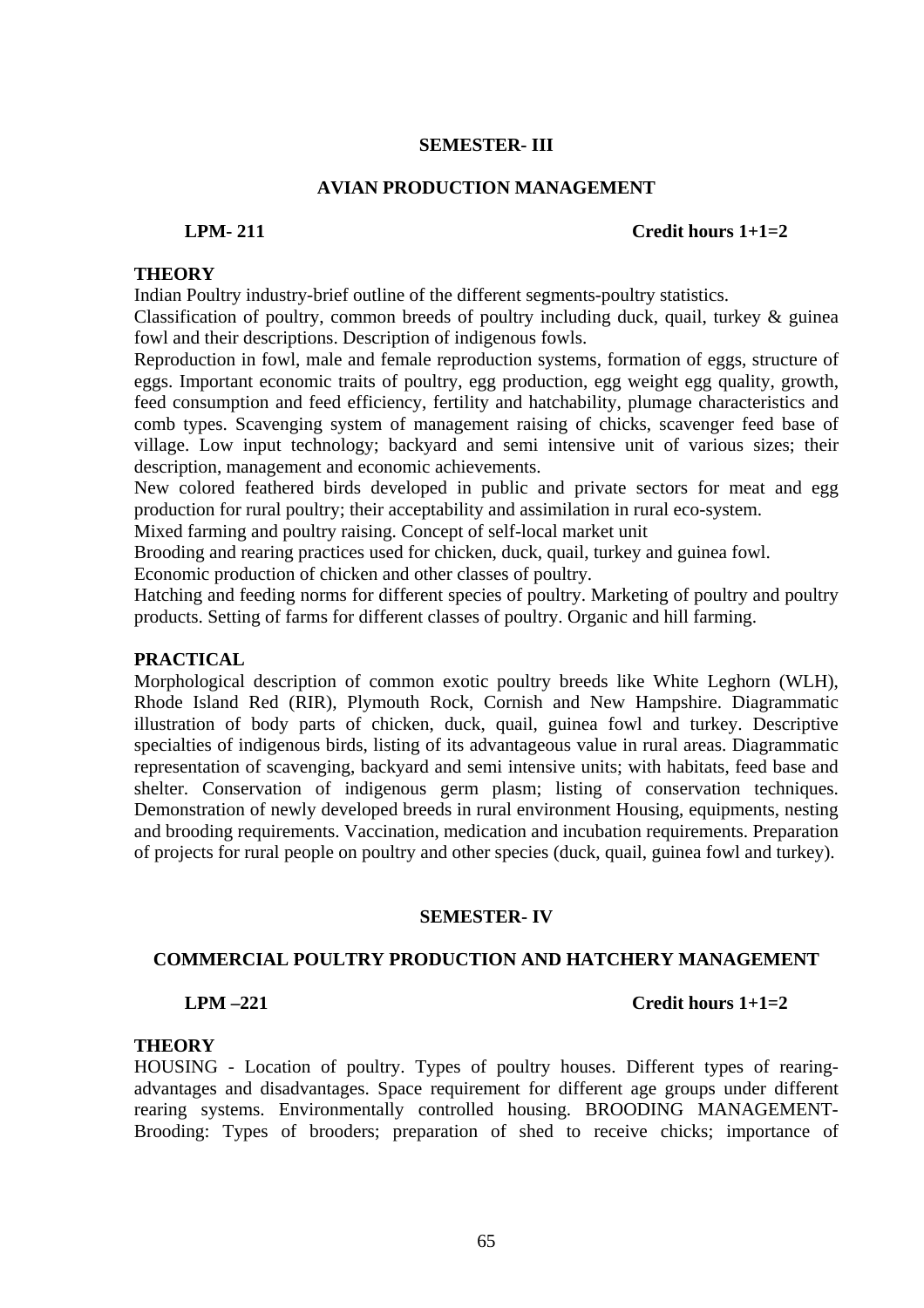## SEMESTER- III

### AVIAN PRODUCTION MANAGEMENT

**LPM- 211** **Credit hours 1+1=2**

**THEORY**

Indian Poultry industry-brief outline of the different segments-poultry statistics.

Classification of poultry, common breeds of poultry including duck, quail, turkey & guinea fowl and their descriptions. Description of indigenous fowls.

Reproduction in fowl, male and female reproduction systems, formation of eggs, structure of eggs. Important economic traits of poultry, egg production, egg weight egg quality, growth, feed consumption and feed efficiency, fertility and hatchability, plumage characteristics and comb types. Scavenging system of management raising of chicks, scavenger feed base of village. Low input technology; backyard and semi intensive unit of various sizes; their description, management and economic achievements.

New colored feathered birds developed in public and private sectors for meat and egg production for rural poultry; their acceptability and assimilation in rural eco-system.

Mixed farming and poultry raising. Concept of self-local market unit

Brooding and rearing practices used for chicken, duck, quail, turkey and guinea fowl.

Economic production of chicken and other classes of poultry.

Hatching and feeding norms for different species of poultry. Marketing of poultry and poultry products. Setting of farms for different classes of poultry. Organic and hill farming.

**PRACTICAL**

Morphological description of common exotic poultry breeds like White Leghorn (WLH), Rhode Island Red (RIR), Plymouth Rock, Cornish and New Hampshire. Diagrammatic illustration of body parts of chicken, duck, quail, guinea fowl and turkey. Descriptive specialties of indigenous birds, listing of its advantageous value in rural areas. Diagrammatic representation of scavenging, backyard and semi intensive units; with habitats, feed base and shelter. Conservation of indigenous germ plasm; listing of conservation techniques. Demonstration of newly developed breeds in rural environment Housing, equipments, nesting and brooding requirements. Vaccination, medication and incubation requirements. Preparation of projects for rural people on poultry and other species (duck, quail, guinea fowl and turkey).

## SEMESTER- IV

### COMMERCIAL POULTRY PRODUCTION AND HATCHERY MANAGEMENT

**LPM –221** **Credit hours 1+1=2**

**THEORY**

HOUSING - Location of poultry. Types of poultry houses. Different types of rearing- advantages and disadvantages. Space requirement for different age groups under different rearing systems. Environmentally controlled housing. BROODING MANAGEMENT- Brooding: Types of brooders; preparation of shed to receive chicks; importance of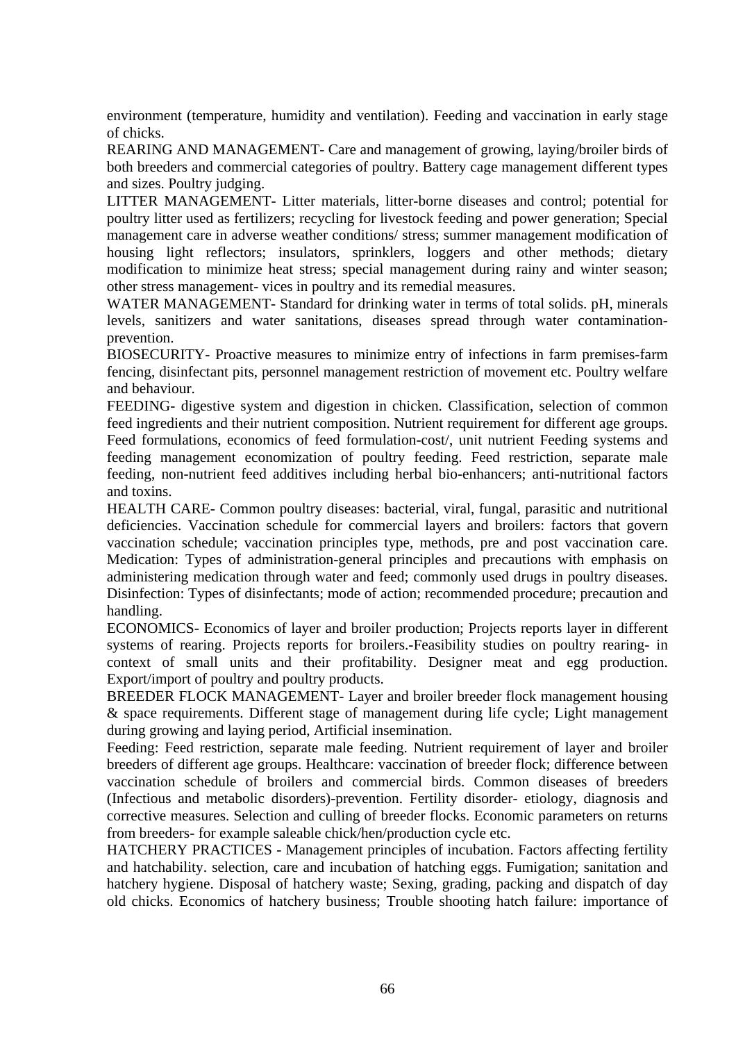environment (temperature, humidity and ventilation). Feeding and vaccination in early stage of chicks.

REARING AND MANAGEMENT- Care and management of growing, laying/broiler birds of both breeders and commercial categories of poultry. Battery cage management different types and sizes. Poultry judging.

LITTER MANAGEMENT- Litter materials, litter-borne diseases and control; potential for poultry litter used as fertilizers; recycling for livestock feeding and power generation; Special management care in adverse weather conditions/ stress; summer management modification of housing light reflectors; insulators, sprinklers, loggers and other methods; dietary modification to minimize heat stress; special management during rainy and winter season; other stress management- vices in poultry and its remedial measures.

WATER MANAGEMENT- Standard for drinking water in terms of total solids. pH, minerals levels, sanitizers and water sanitations, diseases spread through water contamination- prevention.

BIOSECURITY- Proactive measures to minimize entry of infections in farm premises-farm fencing, disinfectant pits, personnel management restriction of movement etc. Poultry welfare and behaviour.

FEEDING- digestive system and digestion in chicken. Classification, selection of common feed ingredients and their nutrient composition. Nutrient requirement for different age groups. Feed formulations, economics of feed formulation-cost/, unit nutrient Feeding systems and feeding management economization of poultry feeding. Feed restriction, separate male feeding, non-nutrient feed additives including herbal bio-enhancers; anti-nutritional factors and toxins.

HEALTH CARE- Common poultry diseases: bacterial, viral, fungal, parasitic and nutritional deficiencies. Vaccination schedule for commercial layers and broilers: factors that govern vaccination schedule; vaccination principles type, methods, pre and post vaccination care. Medication: Types of administration-general principles and precautions with emphasis on administering medication through water and feed; commonly used drugs in poultry diseases. Disinfection: Types of disinfectants; mode of action; recommended procedure; precaution and handling.

ECONOMICS- Economics of layer and broiler production; Projects reports layer in different systems of rearing. Projects reports for broilers.-Feasibility studies on poultry rearing- in context of small units and their profitability. Designer meat and egg production. Export/import of poultry and poultry products.

BREEDER FLOCK MANAGEMENT- Layer and broiler breeder flock management housing & space requirements. Different stage of management during life cycle; Light management during growing and laying period, Artificial insemination.

Feeding: Feed restriction, separate male feeding. Nutrient requirement of layer and broiler breeders of different age groups. Healthcare: vaccination of breeder flock; difference between vaccination schedule of broilers and commercial birds. Common diseases of breeders (Infectious and metabolic disorders)-prevention. Fertility disorder- etiology, diagnosis and corrective measures. Selection and culling of breeder flocks. Economic parameters on returns from breeders- for example saleable chick/hen/production cycle etc.

HATCHERY PRACTICES - Management principles of incubation. Factors affecting fertility and hatchability. selection, care and incubation of hatching eggs. Fumigation; sanitation and hatchery hygiene. Disposal of hatchery waste; Sexing, grading, packing and dispatch of day old chicks. Economics of hatchery business; Trouble shooting hatch failure: importance of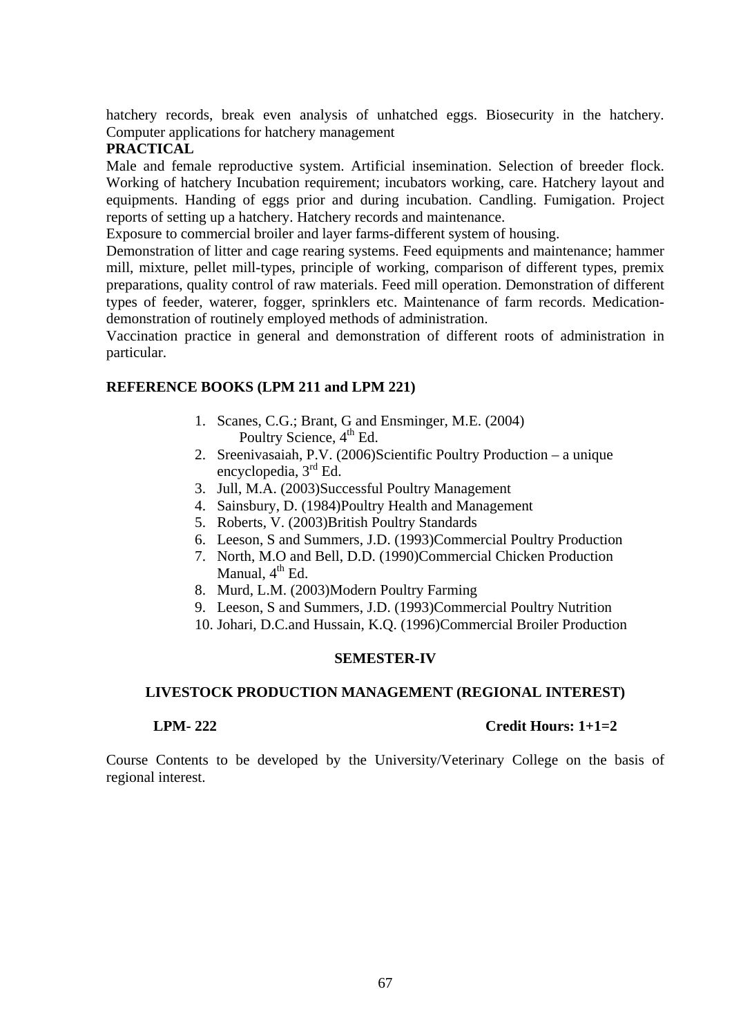hatchery records, break even analysis of unhatched eggs. Biosecurity in the hatchery. Computer applications for hatchery management

**PRACTICAL**

Male and female reproductive system. Artificial insemination. Selection of breeder flock. Working of hatchery Incubation requirement; incubators working, care. Hatchery layout and equipments. Handing of eggs prior and during incubation. Candling. Fumigation. Project reports of setting up a hatchery. Hatchery records and maintenance.

Exposure to commercial broiler and layer farms-different system of housing.

Demonstration of litter and cage rearing systems. Feed equipments and maintenance; hammer mill, mixture, pellet mill-types, principle of working, comparison of different types, premix preparations, quality control of raw materials. Feed mill operation. Demonstration of different types of feeder, waterer, fogger, sprinklers etc. Maintenance of farm records. Medication-demonstration of routinely employed methods of administration.

Vaccination practice in general and demonstration of different roots of administration in particular.

**REFERENCE BOOKS (LPM 211 and LPM 221)**

1. Scanes, C.G.; Brant, G and Ensminger, M.E. (2004) Poultry Science, 4th Ed.
2. Sreenivasaiah, P.V. (2006)Scientific Poultry Production – a unique encyclopedia, 3rd Ed.
3. Jull, M.A. (2003)Successful Poultry Management
4. Sainsbury, D. (1984)Poultry Health and Management
5. Roberts, V. (2003)British Poultry Standards
6. Leeson, S and Summers, J.D. (1993)Commercial Poultry Production
7. North, M.O and Bell, D.D. (1990)Commercial Chicken Production Manual, 4th Ed.
8. Murd, L.M. (2003)Modern Poultry Farming
9. Leeson, S and Summers, J.D. (1993)Commercial Poultry Nutrition
10. Johari, D.C.and Hussain, K.Q. (1996)Commercial Broiler Production

**SEMESTER-IV**

**LIVESTOCK PRODUCTION MANAGEMENT (REGIONAL INTEREST)**

**LPM- 222** **Credit Hours: 1+1=2**

Course Contents to be developed by the University/Veterinary College on the basis of regional interest.